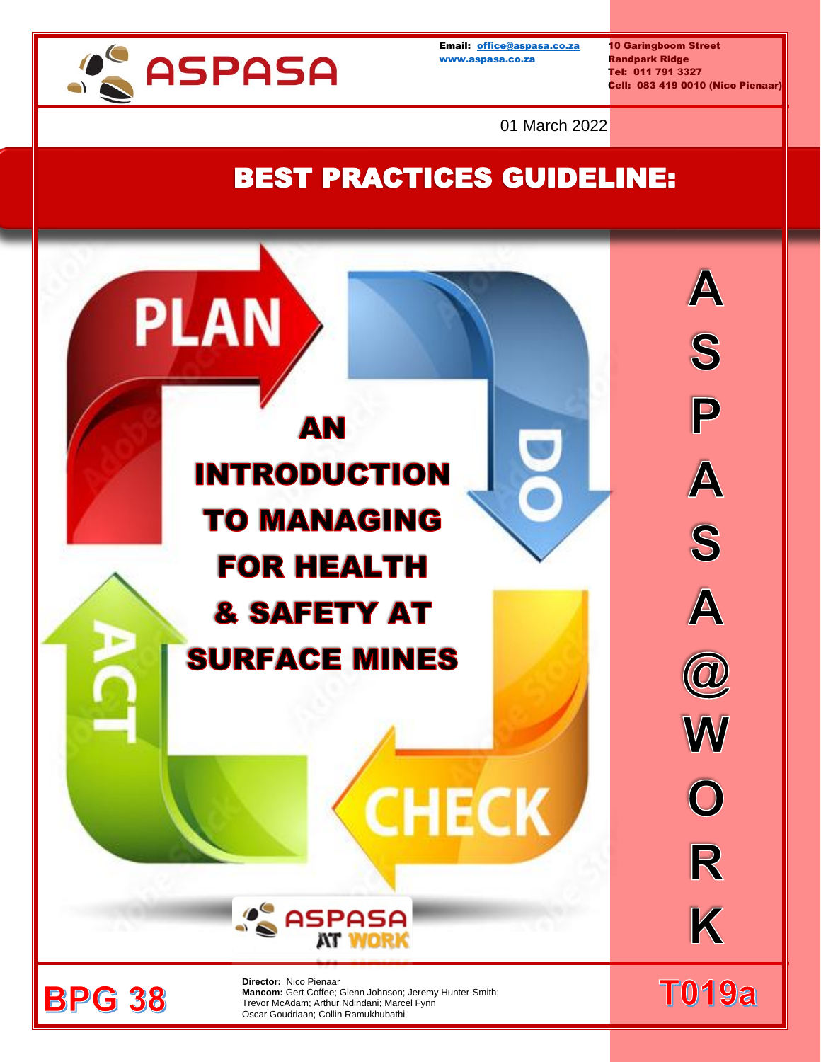ASPASA

Email: office@aspasa.co.za
www.aspasa.co.za

10 Garingboom Street
Randpark Ridge
Tel: 011 791 3327
Cell: 083 419 0010 (Nico Pienaar)

01 March 2022

# BEST PRACTICES GUIDELINE:

PLAN · DO · CHECK · ACT

# AN INTRODUCTION TO MANAGING FOR HEALTH & SAFETY AT SURFACE MINES

ASPASA AT WORK

ASPASA@WORK

**BPG 38**

**Director:** Nico Pienaar
**Mancom:** Gert Coffee; Glenn Johnson; Jeremy Hunter-Smith; Trevor McAdam; Arthur Ndindani; Marcel Fynn
Oscar Goudriaan; Collin Ramukhubathi

**T019a**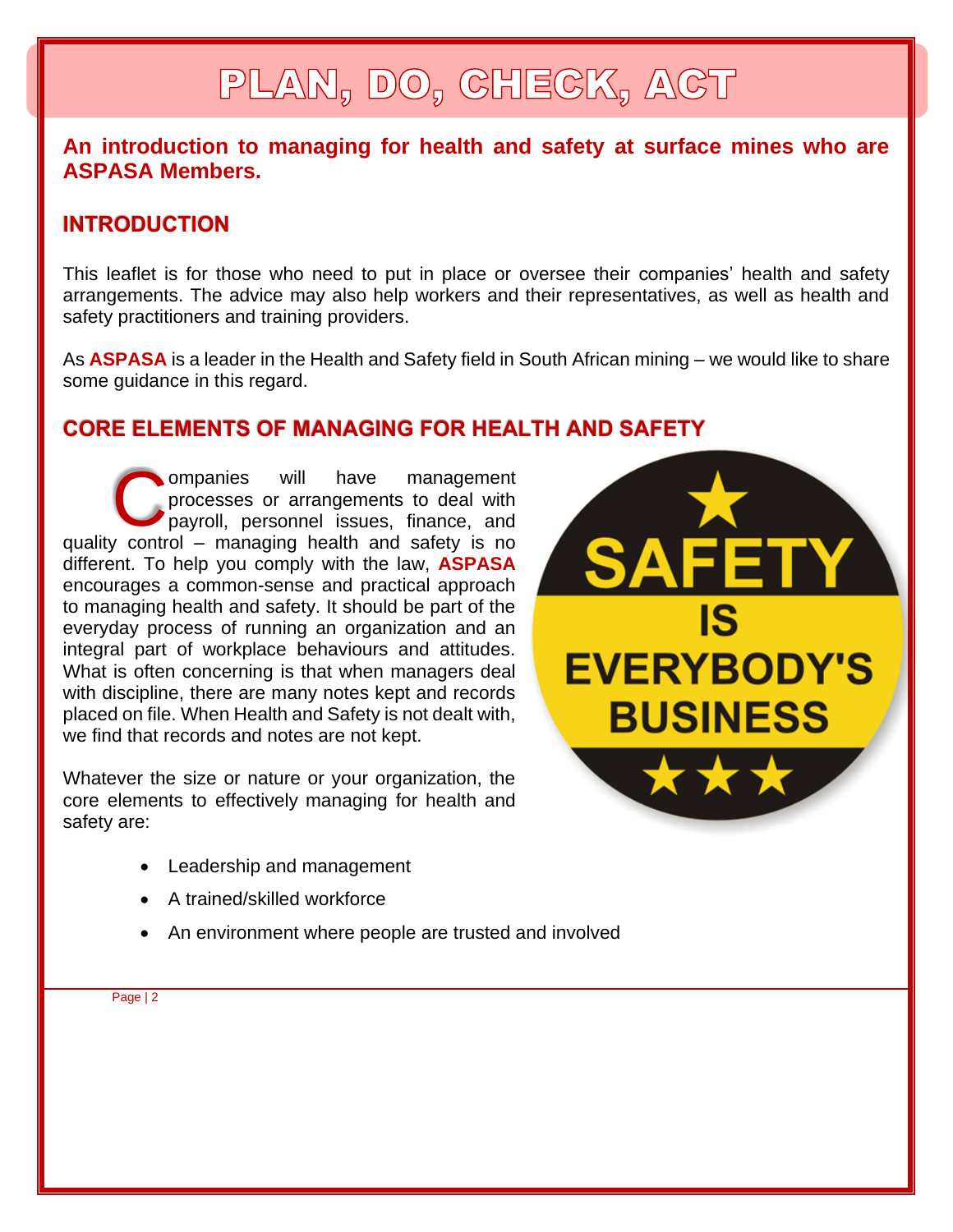# PLAN, DO, CHECK, ACT

**An introduction to managing for health and safety at surface mines who are ASPASA Members.**

## INTRODUCTION

This leaflet is for those who need to put in place or oversee their companies' health and safety arrangements. The advice may also help workers and their representatives, as well as health and safety practitioners and training providers.

As **ASPASA** is a leader in the Health and Safety field in South African mining – we would like to share some guidance in this regard.

## CORE ELEMENTS OF MANAGING FOR HEALTH AND SAFETY

Companies will have management processes or arrangements to deal with payroll, personnel issues, finance, and quality control – managing health and safety is no different. To help you comply with the law, **ASPASA** encourages a common-sense and practical approach to managing health and safety. It should be part of the everyday process of running an organization and an integral part of workplace behaviours and attitudes. What is often concerning is that when managers deal with discipline, there are many notes kept and records placed on file. When Health and Safety is not dealt with, we find that records and notes are not kept.

Whatever the size or nature or your organization, the core elements to effectively managing for health and safety are:

- Leadership and management
- A trained/skilled workforce
- An environment where people are trusted and involved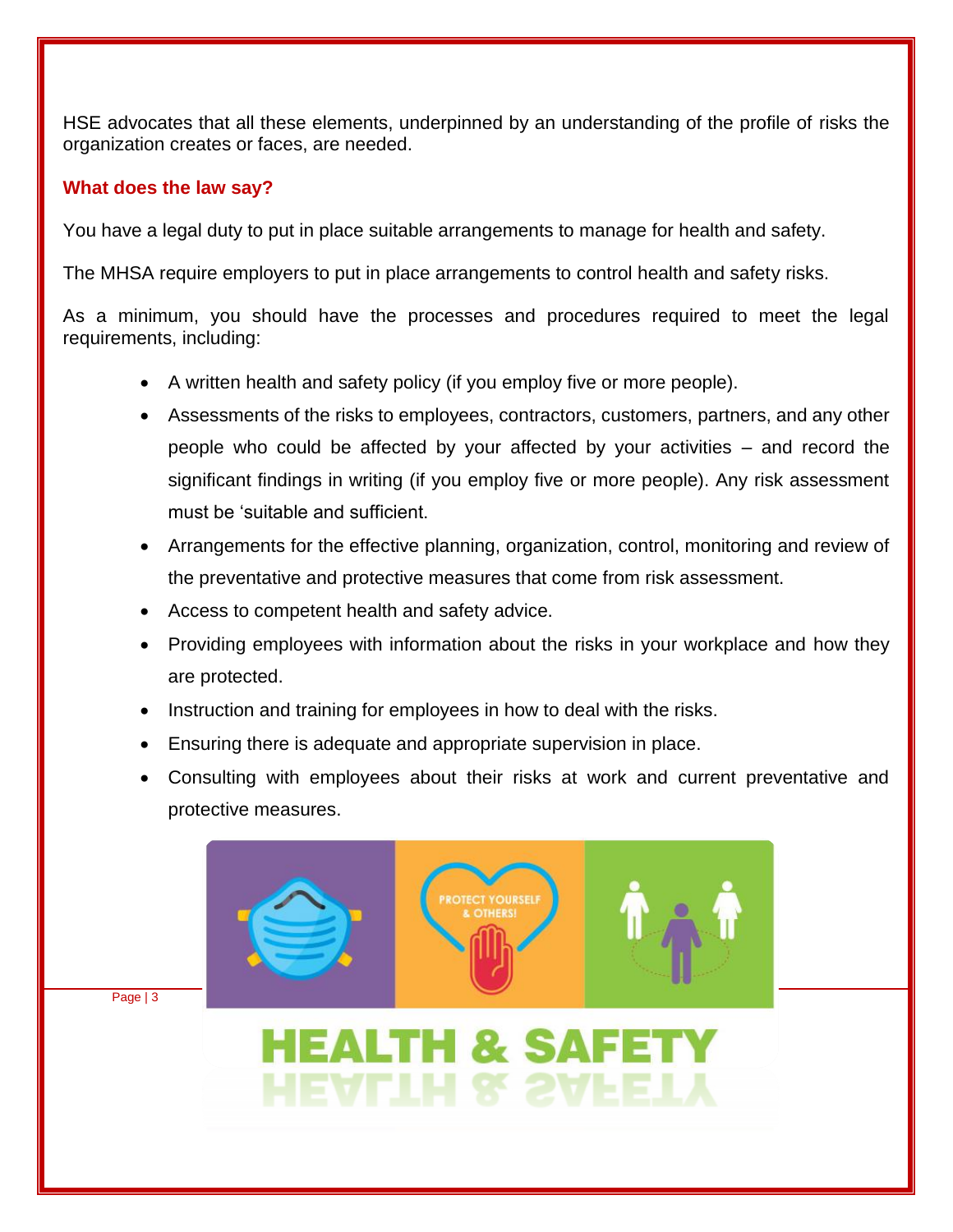HSE advocates that all these elements, underpinned by an understanding of the profile of risks the organization creates or faces, are needed.

## What does the law say?

You have a legal duty to put in place suitable arrangements to manage for health and safety.

The MHSA require employers to put in place arrangements to control health and safety risks.

As a minimum, you should have the processes and procedures required to meet the legal requirements, including:

- A written health and safety policy (if you employ five or more people).
- Assessments of the risks to employees, contractors, customers, partners, and any other people who could be affected by your affected by your activities – and record the significant findings in writing (if you employ five or more people). Any risk assessment must be 'suitable and sufficient.
- Arrangements for the effective planning, organization, control, monitoring and review of the preventative and protective measures that come from risk assessment.
- Access to competent health and safety advice.
- Providing employees with information about the risks in your workplace and how they are protected.
- Instruction and training for employees in how to deal with the risks.
- Ensuring there is adequate and appropriate supervision in place.
- Consulting with employees about their risks at work and current preventative and protective measures.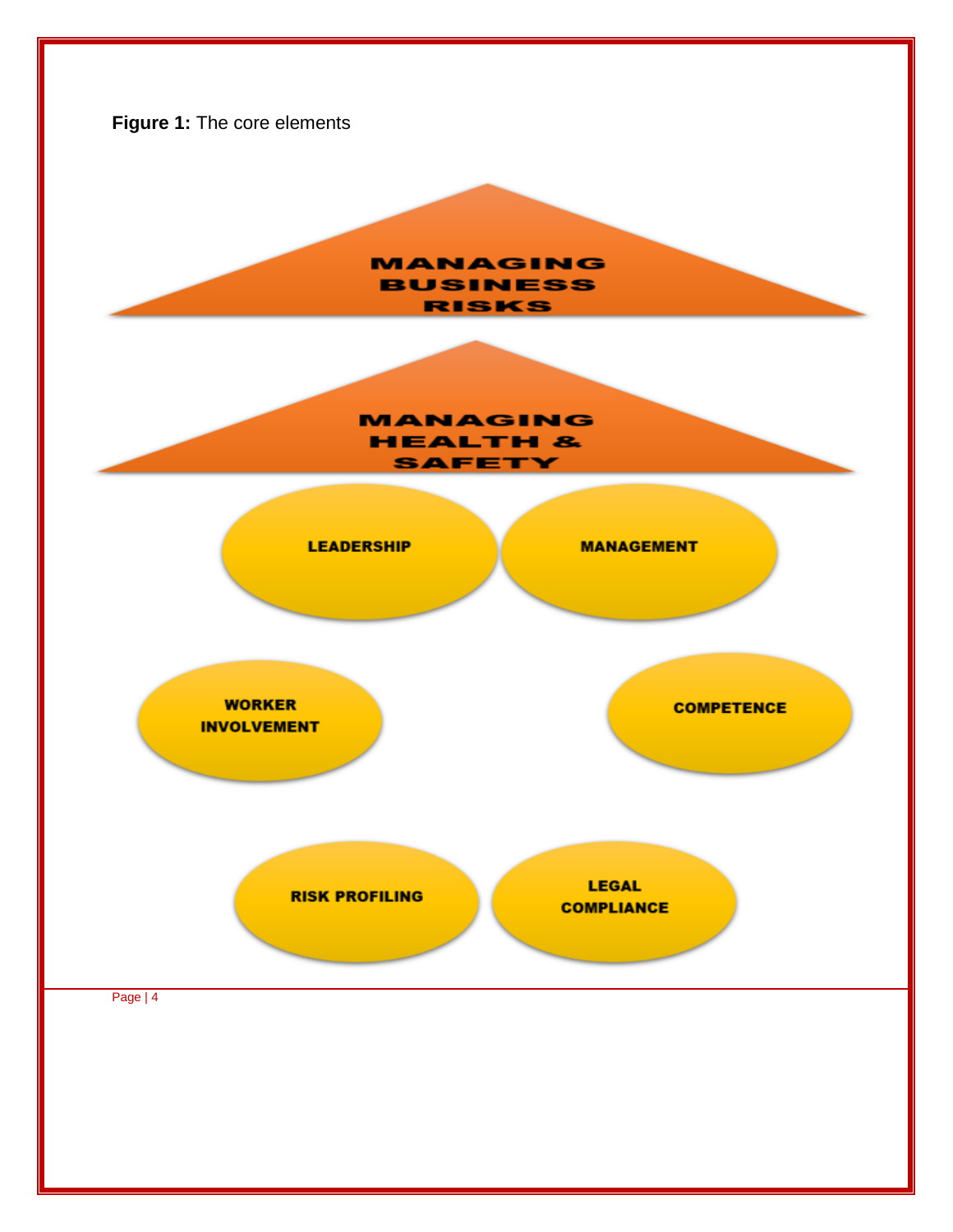**Figure 1:** The core elements

MANAGING BUSINESS RISKS

MANAGING HEALTH & SAFETY

LEADERSHIP

MANAGEMENT

WORKER INVOLVEMENT

COMPETENCE

RISK PROFILING

LEGAL COMPLIANCE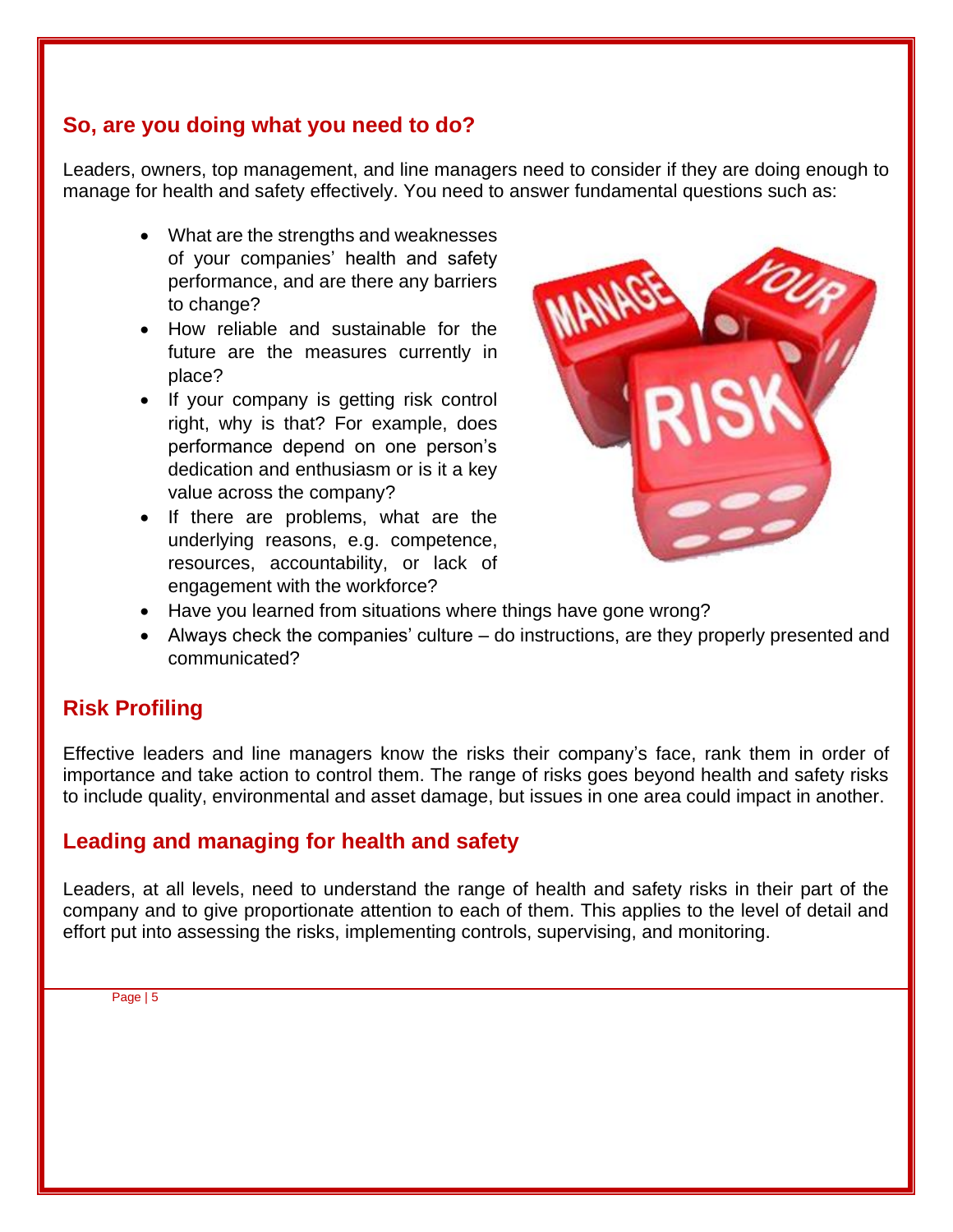## So, are you doing what you need to do?

Leaders, owners, top management, and line managers need to consider if they are doing enough to manage for health and safety effectively. You need to answer fundamental questions such as:

- What are the strengths and weaknesses of your companies' health and safety performance, and are there any barriers to change?
- How reliable and sustainable for the future are the measures currently in place?
- If your company is getting risk control right, why is that? For example, does performance depend on one person's dedication and enthusiasm or is it a key value across the company?
- If there are problems, what are the underlying reasons, e.g. competence, resources, accountability, or lack of engagement with the workforce?
- Have you learned from situations where things have gone wrong?
- Always check the companies' culture – do instructions, are they properly presented and communicated?

## Risk Profiling

Effective leaders and line managers know the risks their company's face, rank them in order of importance and take action to control them. The range of risks goes beyond health and safety risks to include quality, environmental and asset damage, but issues in one area could impact in another.

## Leading and managing for health and safety

Leaders, at all levels, need to understand the range of health and safety risks in their part of the company and to give proportionate attention to each of them. This applies to the level of detail and effort put into assessing the risks, implementing controls, supervising, and monitoring.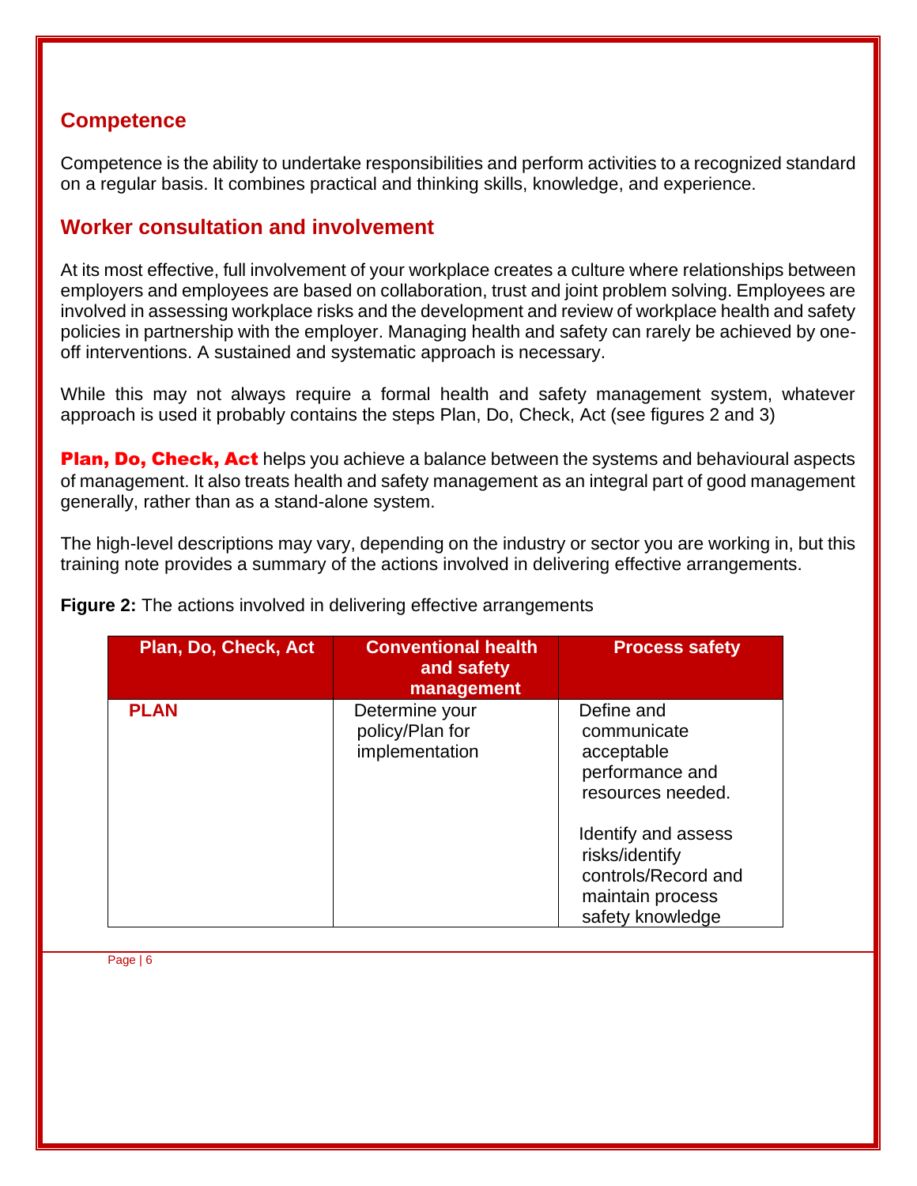## Competence

Competence is the ability to undertake responsibilities and perform activities to a recognized standard on a regular basis. It combines practical and thinking skills, knowledge, and experience.

## Worker consultation and involvement

At its most effective, full involvement of your workplace creates a culture where relationships between employers and employees are based on collaboration, trust and joint problem solving. Employees are involved in assessing workplace risks and the development and review of workplace health and safety policies in partnership with the employer. Managing health and safety can rarely be achieved by one-off interventions. A sustained and systematic approach is necessary.

While this may not always require a formal health and safety management system, whatever approach is used it probably contains the steps Plan, Do, Check, Act (see figures 2 and 3)

**Plan, Do, Check, Act** helps you achieve a balance between the systems and behavioural aspects of management. It also treats health and safety management as an integral part of good management generally, rather than as a stand-alone system.

The high-level descriptions may vary, depending on the industry or sector you are working in, but this training note provides a summary of the actions involved in delivering effective arrangements.

**Figure 2:** The actions involved in delivering effective arrangements

| Plan, Do, Check, Act | Conventional health and safety management | Process safety |
| --- | --- | --- |
| **PLAN** | Determine your policy/Plan for implementation | Define and communicate acceptable performance and resources needed.<br><br>Identify and assess risks/identify controls/Record and maintain process safety knowledge |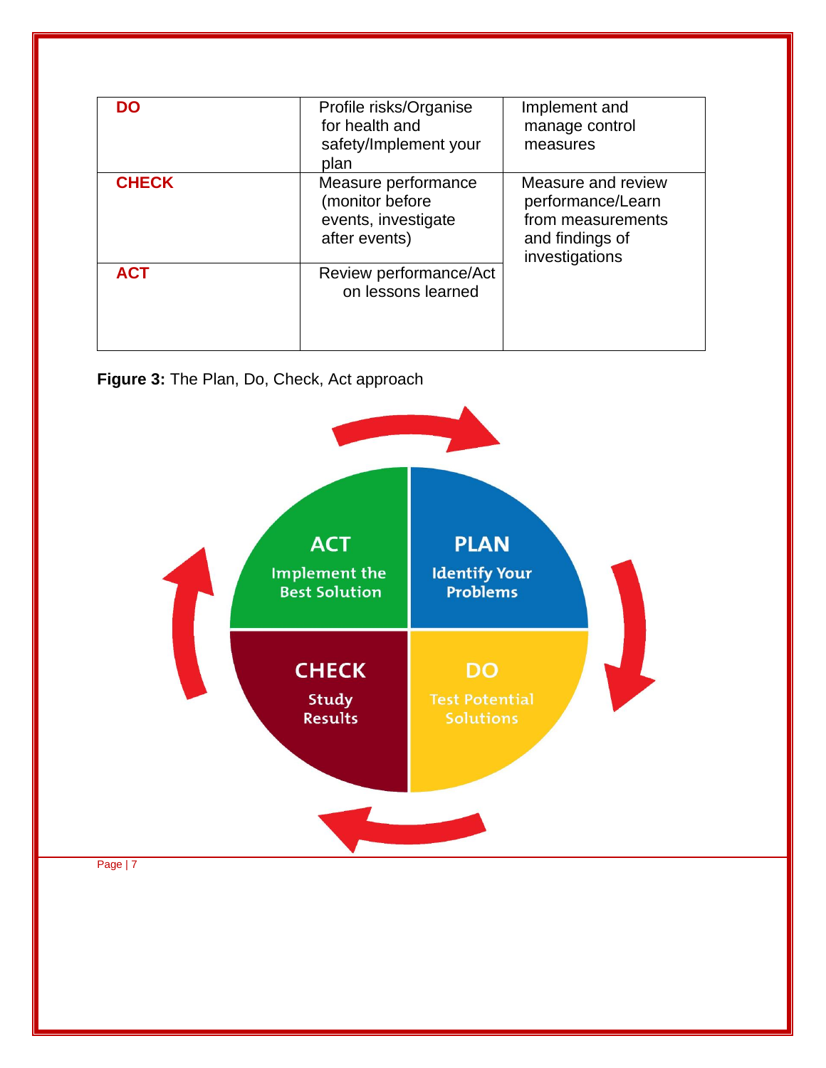| DO | Profile risks/Organise for health and safety/Implement your plan | Implement and manage control measures |
|---|---|---|
| CHECK | Measure performance (monitor before events, investigate after events) | Measure and review performance/Learn from measurements and findings of investigations |
| ACT | Review performance/Act on lessons learned | |

**Figure 3:** The Plan, Do, Check, Act approach

**PLAN** – Identify Your Problems

**DO** – Test Potential Solutions

**CHECK** – Study Results

**ACT** – Implement the Best Solution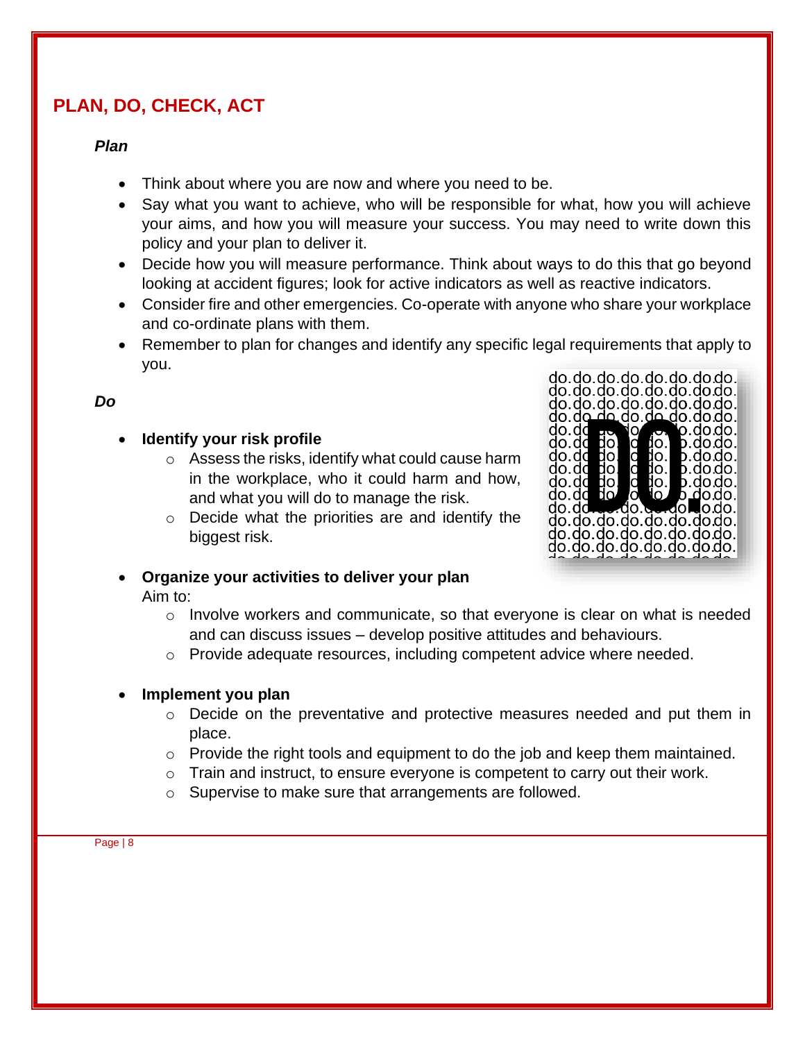## PLAN, DO, CHECK, ACT

***Plan***

- Think about where you are now and where you need to be.
- Say what you want to achieve, who will be responsible for what, how you will achieve your aims, and how you will measure your success. You may need to write down this policy and your plan to deliver it.
- Decide how you will measure performance. Think about ways to do this that go beyond looking at accident figures; look for active indicators as well as reactive indicators.
- Consider fire and other emergencies. Co-operate with anyone who share your workplace and co-ordinate plans with them.
- Remember to plan for changes and identify any specific legal requirements that apply to you.

***Do***

- **Identify your risk profile**
  - Assess the risks, identify what could cause harm in the workplace, who it could harm and how, and what you will do to manage the risk.
  - Decide what the priorities are and identify the biggest risk.

- **Organize your activities to deliver your plan**
  Aim to:
  - Involve workers and communicate, so that everyone is clear on what is needed and can discuss issues – develop positive attitudes and behaviours.
  - Provide adequate resources, including competent advice where needed.

- **Implement you plan**
  - Decide on the preventative and protective measures needed and put them in place.
  - Provide the right tools and equipment to do the job and keep them maintained.
  - Train and instruct, to ensure everyone is competent to carry out their work.
  - Supervise to make sure that arrangements are followed.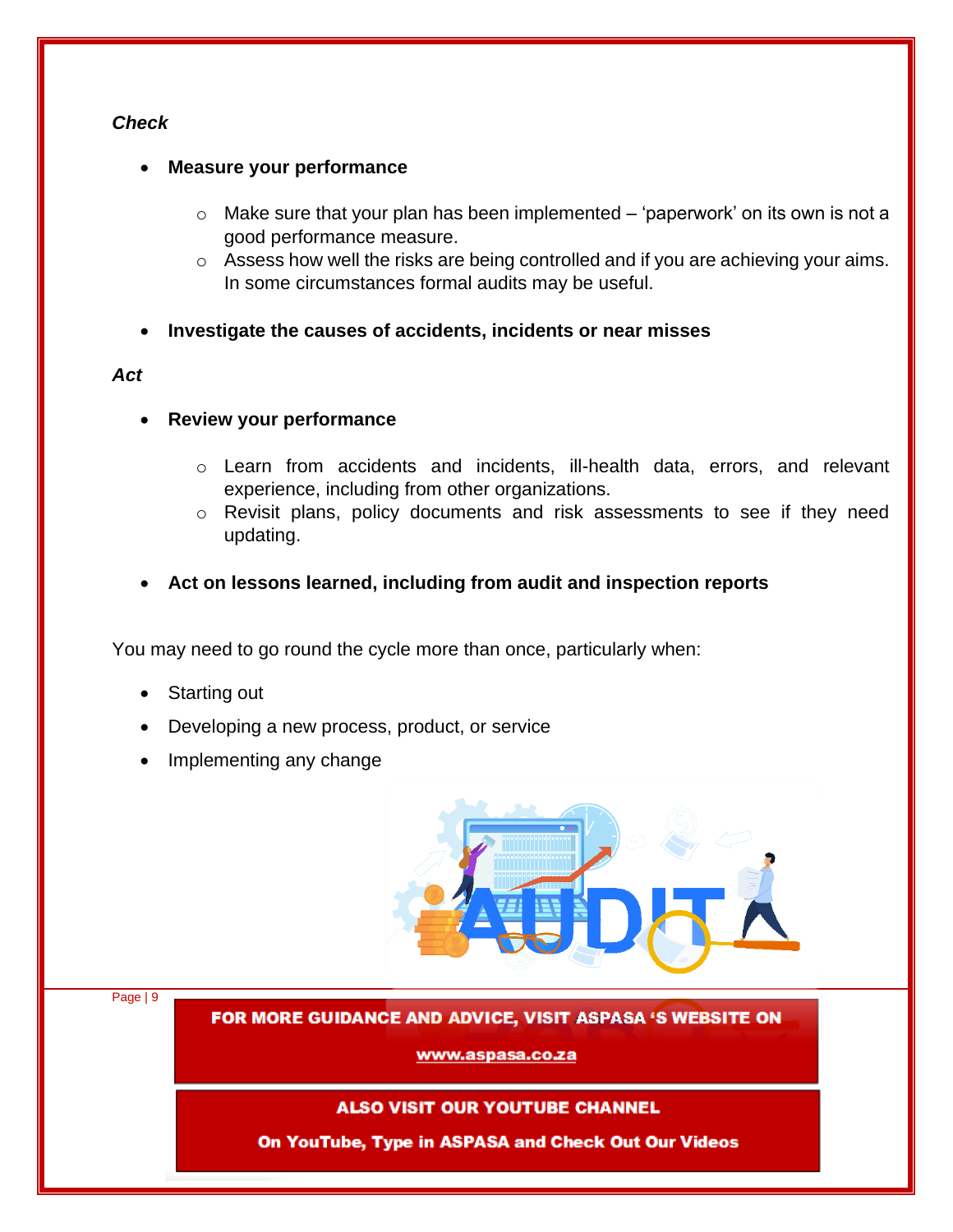*Check*

- **Measure your performance**
    - Make sure that your plan has been implemented – 'paperwork' on its own is not a good performance measure.
    - Assess how well the risks are being controlled and if you are achieving your aims. In some circumstances formal audits may be useful.

- **Investigate the causes of accidents, incidents or near misses**

*Act*

- **Review your performance**
    - Learn from accidents and incidents, ill-health data, errors, and relevant experience, including from other organizations.
    - Revisit plans, policy documents and risk assessments to see if they need updating.

- **Act on lessons learned, including from audit and inspection reports**

You may need to go round the cycle more than once, particularly when:

- Starting out
- Developing a new process, product, or service
- Implementing any change

**FOR MORE GUIDANCE AND ADVICE, VISIT ASPASA 'S WEBSITE ON**

**www.aspasa.co.za**

**ALSO VISIT OUR YOUTUBE CHANNEL**

**On YouTube, Type in ASPASA and Check Out Our Videos**